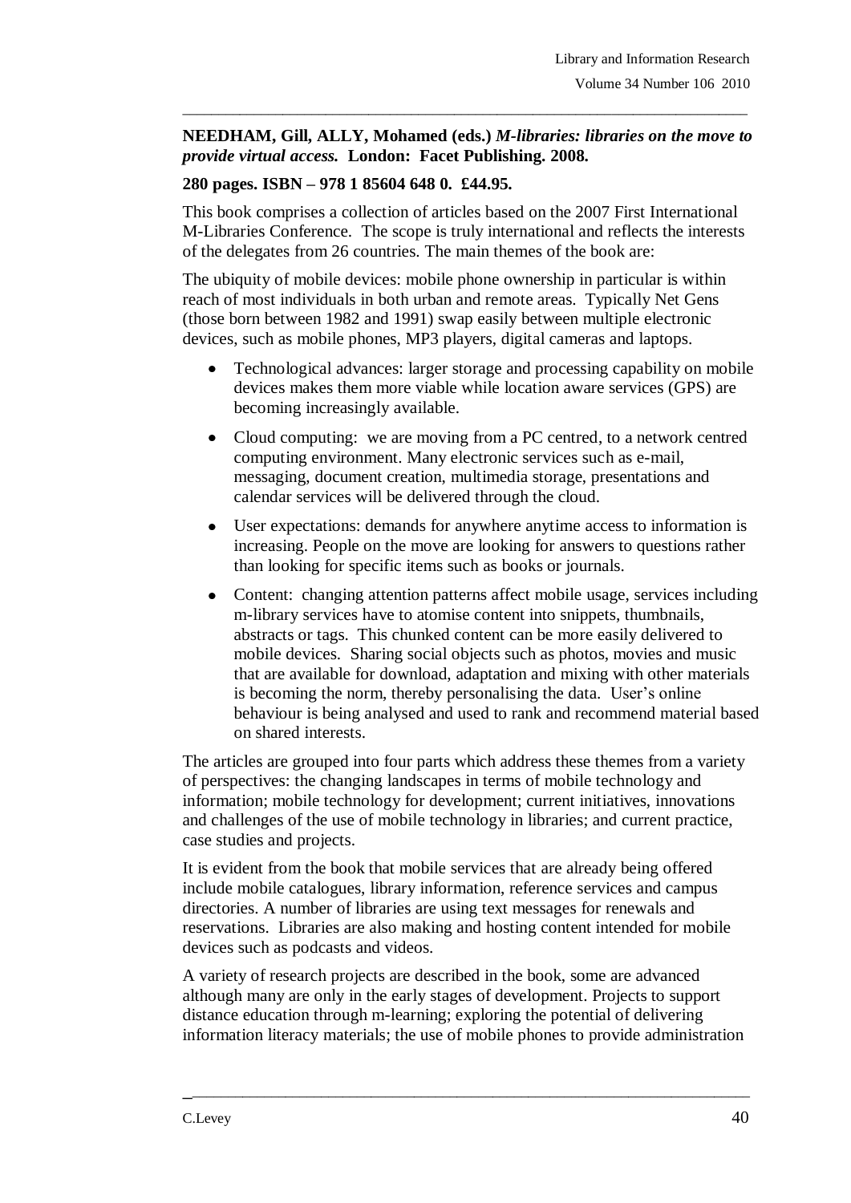**NEEDHAM, Gill, ALLY, Mohamed (eds.)** ***M-libraries: libraries on the move to provide virtual access.*** **London: Facet Publishing. 2008.**

**280 pages. ISBN – 978 1 85604 648 0. £44.95.**

This book comprises a collection of articles based on the 2007 First International M-Libraries Conference. The scope is truly international and reflects the interests of the delegates from 26 countries. The main themes of the book are:

The ubiquity of mobile devices: mobile phone ownership in particular is within reach of most individuals in both urban and remote areas. Typically Net Gens (those born between 1982 and 1991) swap easily between multiple electronic devices, such as mobile phones, MP3 players, digital cameras and laptops.

- Technological advances: larger storage and processing capability on mobile devices makes them more viable while location aware services (GPS) are becoming increasingly available.
- Cloud computing: we are moving from a PC centred, to a network centred computing environment. Many electronic services such as e-mail, messaging, document creation, multimedia storage, presentations and calendar services will be delivered through the cloud.
- User expectations: demands for anywhere anytime access to information is increasing. People on the move are looking for answers to questions rather than looking for specific items such as books or journals.
- Content: changing attention patterns affect mobile usage, services including m-library services have to atomise content into snippets, thumbnails, abstracts or tags. This chunked content can be more easily delivered to mobile devices. Sharing social objects such as photos, movies and music that are available for download, adaptation and mixing with other materials is becoming the norm, thereby personalising the data. User's online behaviour is being analysed and used to rank and recommend material based on shared interests.

The articles are grouped into four parts which address these themes from a variety of perspectives: the changing landscapes in terms of mobile technology and information; mobile technology for development; current initiatives, innovations and challenges of the use of mobile technology in libraries; and current practice, case studies and projects.

It is evident from the book that mobile services that are already being offered include mobile catalogues, library information, reference services and campus directories. A number of libraries are using text messages for renewals and reservations. Libraries are also making and hosting content intended for mobile devices such as podcasts and videos.

A variety of research projects are described in the book, some are advanced although many are only in the early stages of development. Projects to support distance education through m-learning; exploring the potential of delivering information literacy materials; the use of mobile phones to provide administration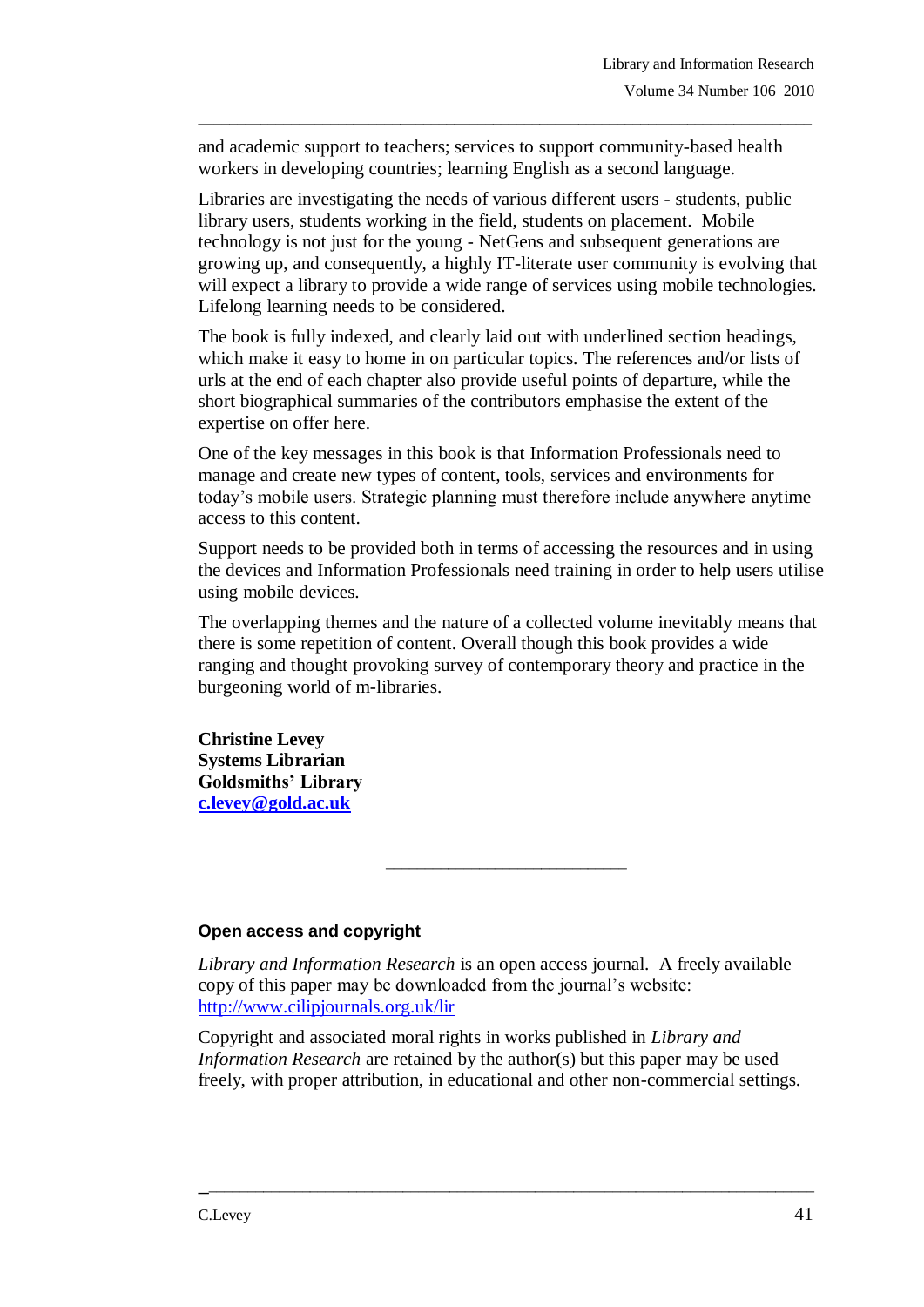and academic support to teachers; services to support community-based health workers in developing countries; learning English as a second language.

Libraries are investigating the needs of various different users - students, public library users, students working in the field, students on placement. Mobile technology is not just for the young - NetGens and subsequent generations are growing up, and consequently, a highly IT-literate user community is evolving that will expect a library to provide a wide range of services using mobile technologies. Lifelong learning needs to be considered.

The book is fully indexed, and clearly laid out with underlined section headings, which make it easy to home in on particular topics. The references and/or lists of urls at the end of each chapter also provide useful points of departure, while the short biographical summaries of the contributors emphasise the extent of the expertise on offer here.

One of the key messages in this book is that Information Professionals need to manage and create new types of content, tools, services and environments for today's mobile users. Strategic planning must therefore include anywhere anytime access to this content.

Support needs to be provided both in terms of accessing the resources and in using the devices and Information Professionals need training in order to help users utilise using mobile devices.

The overlapping themes and the nature of a collected volume inevitably means that there is some repetition of content. Overall though this book provides a wide ranging and thought provoking survey of contemporary theory and practice in the burgeoning world of m-libraries.

**Christine Levey**
**Systems Librarian**
**Goldsmiths' Library**
**c.levey@gold.ac.uk**

---

### Open access and copyright

*Library and Information Research* is an open access journal. A freely available copy of this paper may be downloaded from the journal's website: http://www.cilipjournals.org.uk/lir

Copyright and associated moral rights in works published in *Library and Information Research* are retained by the author(s) but this paper may be used freely, with proper attribution, in educational and other non-commercial settings.